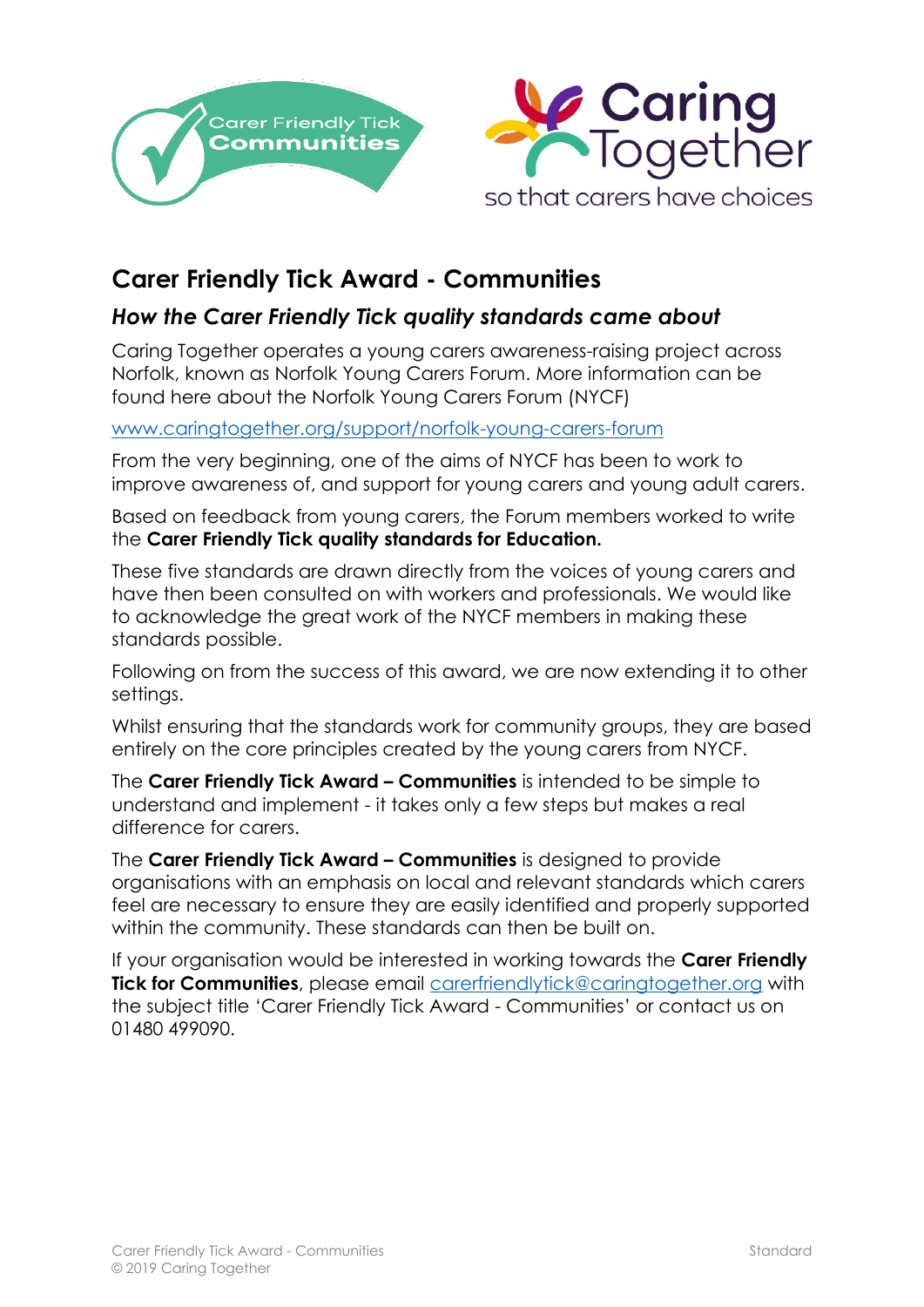# Carer Friendly Tick Award - Communities

## *How the Carer Friendly Tick quality standards came about*

Caring Together operates a young carers awareness-raising project across Norfolk, known as Norfolk Young Carers Forum. More information can be found here about the Norfolk Young Carers Forum (NYCF)

[www.caringtogether.org/support/norfolk-young-carers-forum](http://www.caringtogether.org/support/norfolk-young-carers-forum)

From the very beginning, one of the aims of NYCF has been to work to improve awareness of, and support for young carers and young adult carers.

Based on feedback from young carers, the Forum members worked to write the **Carer Friendly Tick quality standards for Education.**

These five standards are drawn directly from the voices of young carers and have then been consulted on with workers and professionals. We would like to acknowledge the great work of the NYCF members in making these standards possible.

Following on from the success of this award, we are now extending it to other settings.

Whilst ensuring that the standards work for community groups, they are based entirely on the core principles created by the young carers from NYCF.

The **Carer Friendly Tick Award – Communities** is intended to be simple to understand and implement - it takes only a few steps but makes a real difference for carers.

The **Carer Friendly Tick Award – Communities** is designed to provide organisations with an emphasis on local and relevant standards which carers feel are necessary to ensure they are easily identified and properly supported within the community. These standards can then be built on.

If your organisation would be interested in working towards the **Carer Friendly Tick for Communities**, please email [carerfriendlytick@caringtogether.org](mailto:carerfriendlytick@caringtogether.org) with the subject title 'Carer Friendly Tick Award - Communities' or contact us on 01480 499090.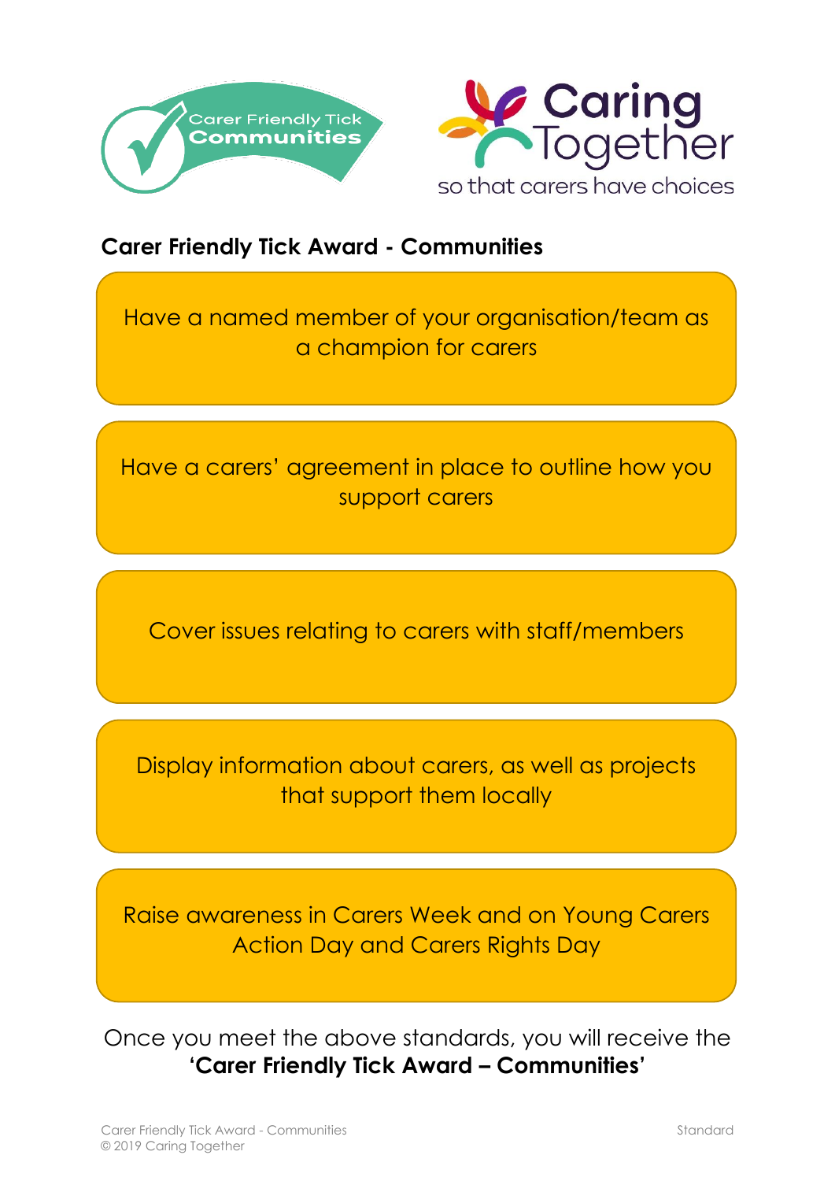## Carer Friendly Tick Award - Communities

- Have a named member of your organisation/team as a champion for carers

- Have a carers' agreement in place to outline how you support carers

- Cover issues relating to carers with staff/members

- Display information about carers, as well as projects that support them locally

- Raise awareness in Carers Week and on Young Carers Action Day and Carers Rights Day

Once you meet the above standards, you will receive the **'Carer Friendly Tick Award – Communities'**